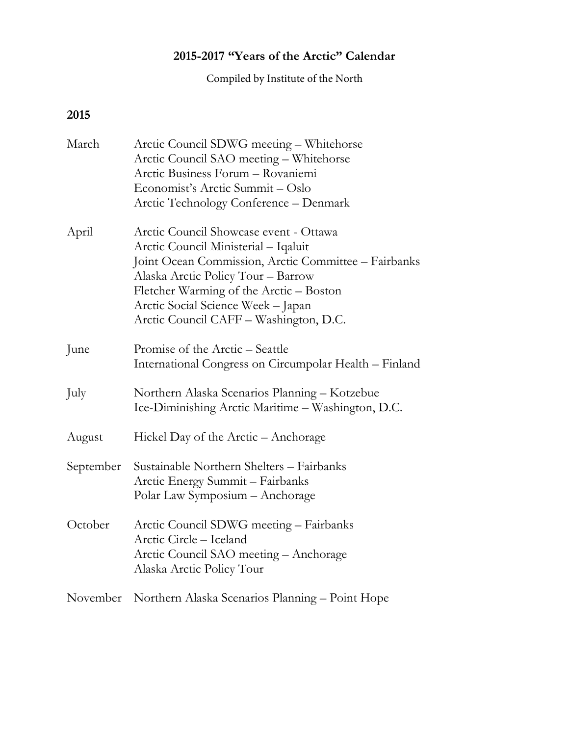# 2015-2017 "Years of the Arctic" Calendar

Compiled by Institute of the North

## 2015

| | |
|---|---|
| March | Arctic Council SDWG meeting – Whitehorse<br>Arctic Council SAO meeting – Whitehorse<br>Arctic Business Forum – Rovaniemi<br>Economist's Arctic Summit – Oslo<br>Arctic Technology Conference – Denmark |
| April | Arctic Council Showcase event - Ottawa<br>Arctic Council Ministerial – Iqaluit<br>Joint Ocean Commission, Arctic Committee – Fairbanks<br>Alaska Arctic Policy Tour – Barrow<br>Fletcher Warming of the Arctic – Boston<br>Arctic Social Science Week – Japan<br>Arctic Council CAFF – Washington, D.C. |
| June | Promise of the Arctic – Seattle<br>International Congress on Circumpolar Health – Finland |
| July | Northern Alaska Scenarios Planning – Kotzebue<br>Ice-Diminishing Arctic Maritime – Washington, D.C. |
| August | Hickel Day of the Arctic – Anchorage |
| September | Sustainable Northern Shelters – Fairbanks<br>Arctic Energy Summit – Fairbanks<br>Polar Law Symposium – Anchorage |
| October | Arctic Council SDWG meeting – Fairbanks<br>Arctic Circle – Iceland<br>Arctic Council SAO meeting – Anchorage<br>Alaska Arctic Policy Tour |
| November | Northern Alaska Scenarios Planning – Point Hope |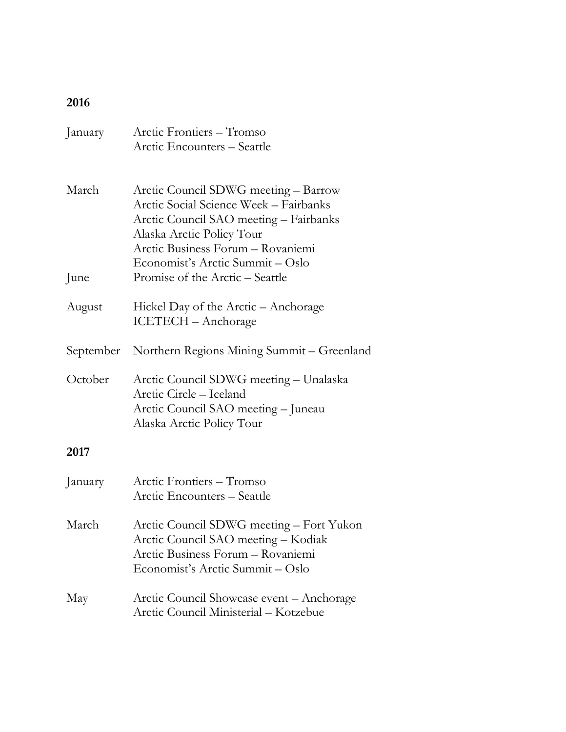## 2016

| | |
|---|---|
| January | Arctic Frontiers – Tromso<br>Arctic Encounters – Seattle |
| March | Arctic Council SDWG meeting – Barrow<br>Arctic Social Science Week – Fairbanks<br>Arctic Council SAO meeting – Fairbanks<br>Alaska Arctic Policy Tour<br>Arctic Business Forum – Rovaniemi<br>Economist's Arctic Summit – Oslo |
| June | Promise of the Arctic – Seattle |
| August | Hickel Day of the Arctic – Anchorage<br>ICETECH – Anchorage |
| September | Northern Regions Mining Summit – Greenland |
| October | Arctic Council SDWG meeting – Unalaska<br>Arctic Circle – Iceland<br>Arctic Council SAO meeting – Juneau<br>Alaska Arctic Policy Tour |

## 2017

| | |
|---|---|
| January | Arctic Frontiers – Tromso<br>Arctic Encounters – Seattle |
| March | Arctic Council SDWG meeting – Fort Yukon<br>Arctic Council SAO meeting – Kodiak<br>Arctic Business Forum – Rovaniemi<br>Economist's Arctic Summit – Oslo |
| May | Arctic Council Showcase event – Anchorage<br>Arctic Council Ministerial – Kotzebue |